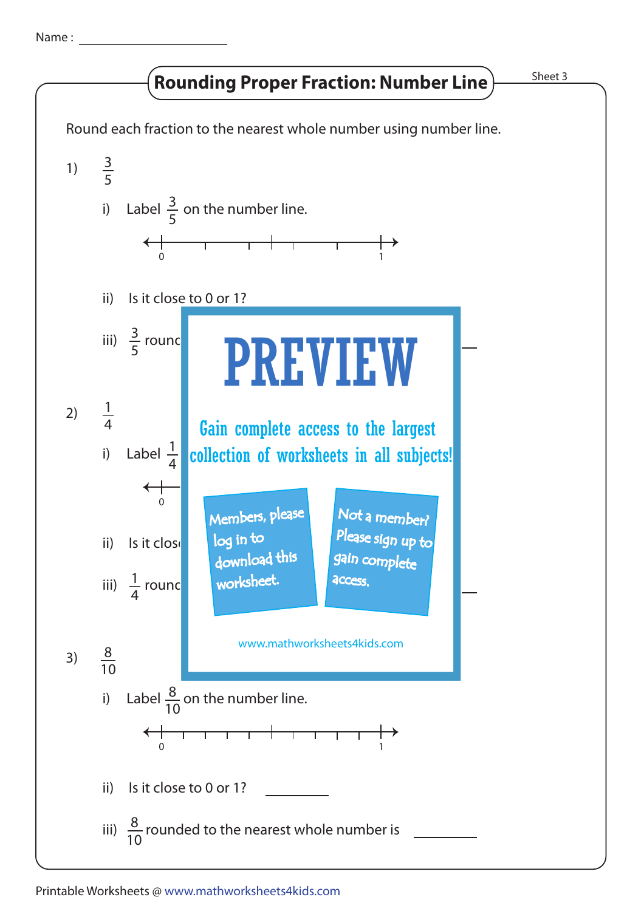Name : ____________________

# Rounding Proper Fraction: Number Line

Sheet 3

Round each fraction to the nearest whole number using number line.

1) $\frac{3}{5}$

i) Label $\frac{3}{5}$ on the number line.

0 ——————————————— 1

ii) Is it close to 0 or 1?

iii) $\frac{3}{5}$ round ____________

2) $\frac{1}{4}$

i) Label $\frac{1}{4}$

0

ii) Is it clos

iii) $\frac{1}{4}$ round ____________

PREVIEW

Gain complete access to the largest collection of worksheets in all subjects!

Members, please log in to download this worksheet.

Not a member? Please sign up to gain complete access.

www.mathworksheets4kids.com

3) $\frac{8}{10}$

i) Label $\frac{8}{10}$ on the number line.

0 ——————————————— 1

ii) Is it close to 0 or 1? ____________

iii) $\frac{8}{10}$ rounded to the nearest whole number is ____________

Printable Worksheets @ www.mathworksheets4kids.com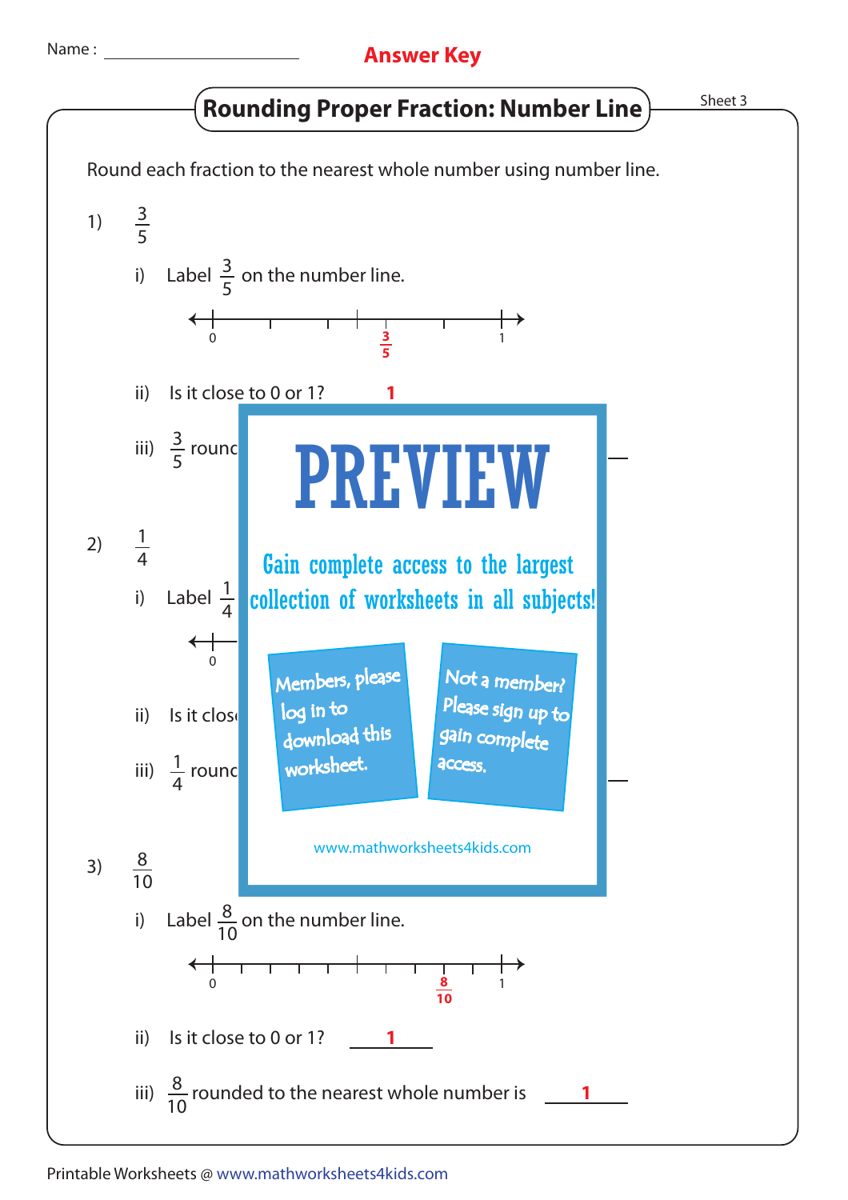Name : ____________________ **Answer Key**

# Rounding Proper Fraction: Number Line

Sheet 3

Round each fraction to the nearest whole number using number line.

1) $\frac{3}{5}$

i) Label $\frac{3}{5}$ on the number line.

0 $\frac{3}{5}$ 1

ii) Is it close to 0 or 1? **1**

iii) $\frac{3}{5}$ round

**PREVIEW**

Gain complete access to the largest collection of worksheets in all subjects!

Members, please log in to download this worksheet.

Not a member? Please sign up to gain complete access.

www.mathworksheets4kids.com

2) $\frac{1}{4}$

i) Label $\frac{1}{4}$

0

ii) Is it clos

iii) $\frac{1}{4}$ round

3) $\frac{8}{10}$

i) Label $\frac{8}{10}$ on the number line.

0 $\frac{8}{10}$ 1

ii) Is it close to 0 or 1? **1**

iii) $\frac{8}{10}$ rounded to the nearest whole number is **1**

Printable Worksheets @ www.mathworksheets4kids.com